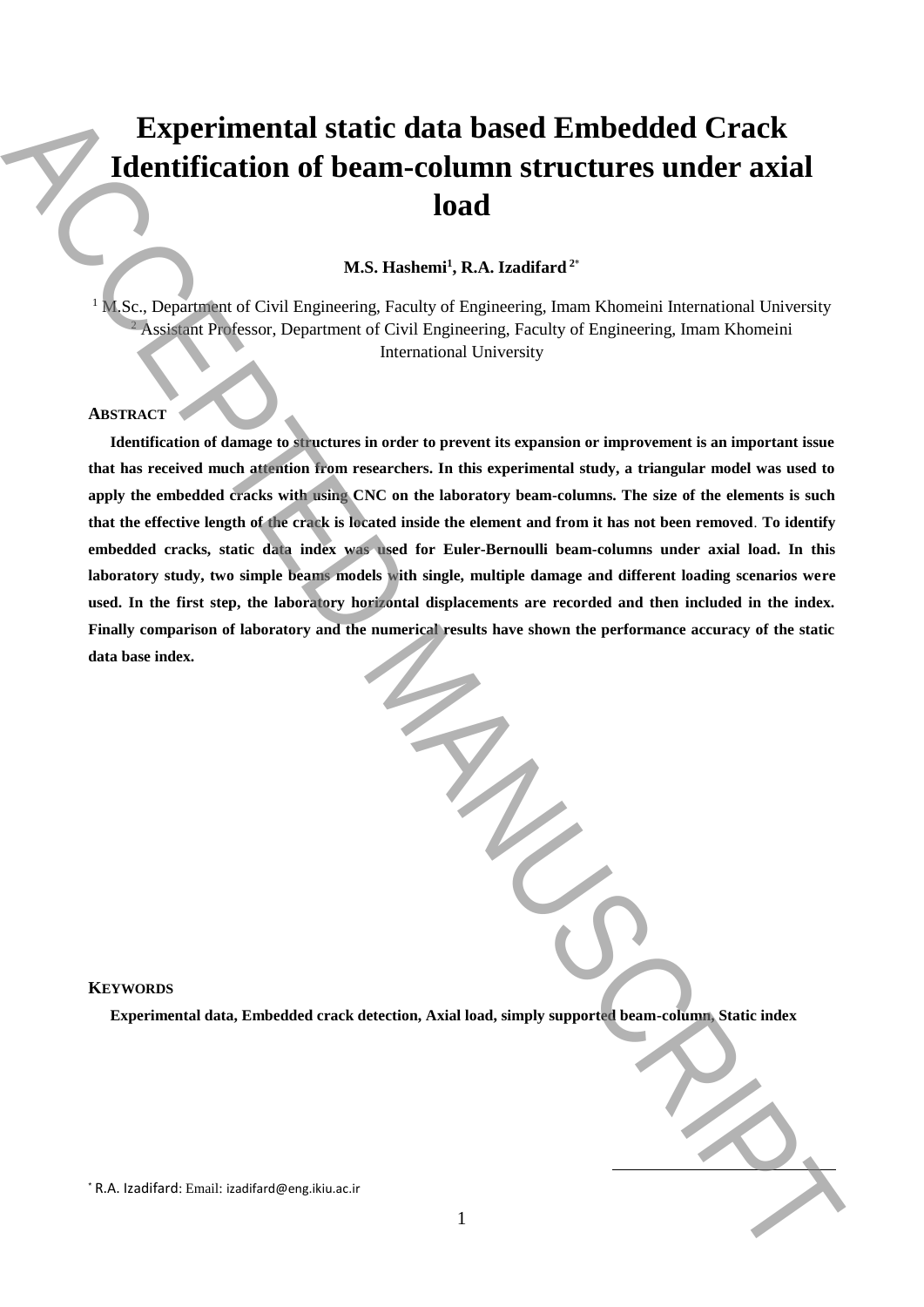# Experimental static data based Embedded Crack Identification of beam-column structures under axial load

**M.S. Hashemi[1], R.A. Izadifard[2*]**

[1] M.Sc., Department of Civil Engineering, Faculty of Engineering, Imam Khomeini International University
[2] Assistant Professor, Department of Civil Engineering, Faculty of Engineering, Imam Khomeini International University

## ABSTRACT

**Identification of damage to structures in order to prevent its expansion or improvement is an important issue that has received much attention from researchers. In this experimental study, a triangular model was used to apply the embedded cracks with using CNC on the laboratory beam-columns. The size of the elements is such that the effective length of the crack is located inside the element and from it has not been removed. To identify embedded cracks, static data index was used for Euler-Bernoulli beam-columns under axial load. In this laboratory study, two simple beams models with single, multiple damage and different loading scenarios were used. In the first step, the laboratory horizontal displacements are recorded and then included in the index. Finally comparison of laboratory and the numerical results have shown the performance accuracy of the static data base index.**

## KEYWORDS

**Experimental data, Embedded crack detection, Axial load, simply supported beam-column, Static index**

[*] R.A. Izadifard: Email: izadifard@eng.ikiu.ac.ir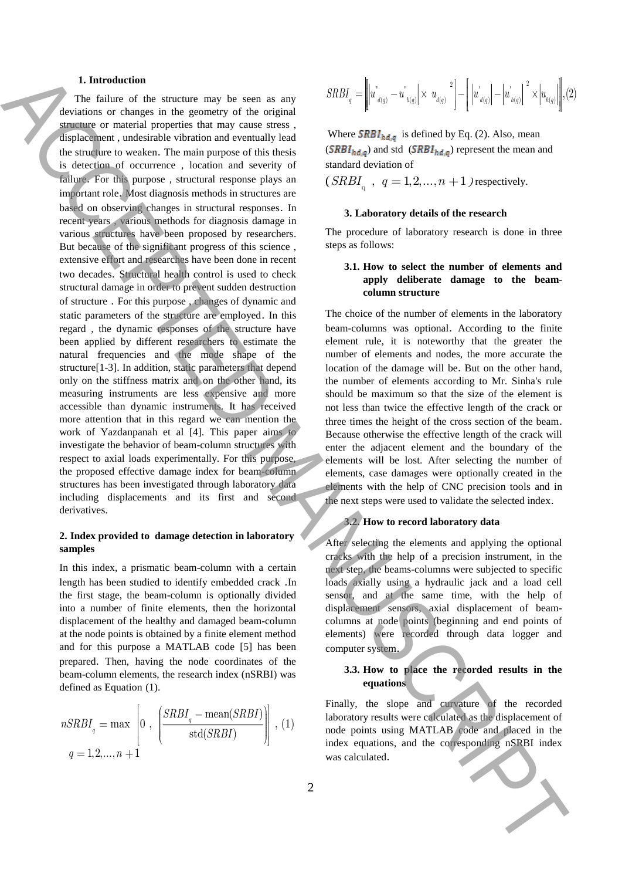### 1. Introduction

The failure of the structure may be seen as any deviations or changes in the geometry of the original structure or material properties that may cause stress , displacement , undesirable vibration and eventually lead the structure to weaken. The main purpose of this thesis is detection of occurrence , location and severity of failure. For this purpose , structural response plays an important role. Most diagnosis methods in structures are based on observing changes in structural responses. In recent years , various methods for diagnosis damage in various structures have been proposed by researchers. But because of the significant progress of this science , extensive effort and researches have been done in recent two decades. Structural health control is used to check structural damage in order to prevent sudden destruction of structure . For this purpose , changes of dynamic and static parameters of the structure are employed. In this regard , the dynamic responses of the structure have been applied by different researchers to estimate the natural frequencies and the mode shape of the structure[1-3]. In addition, static parameters that depend only on the stiffness matrix and on the other hand, its measuring instruments are less expensive and more accessible than dynamic instruments. It has received more attention that in this regard we can mention the work of Yazdanpanah et al [4]. This paper aims to investigate the behavior of beam-column structures with respect to axial loads experimentally. For this purpose, the proposed effective damage index for beam-column structures has been investigated through laboratory data including displacements and its first and second derivatives.

### 2. Index provided to damage detection in laboratory samples

In this index, a prismatic beam-column with a certain length has been studied to identify embedded crack .In the first stage, the beam-column is optionally divided into a number of finite elements, then the horizontal displacement of the healthy and damaged beam-column at the node points is obtained by a finite element method and for this purpose a MATLAB code [5] has been prepared. Then, having the node coordinates of the beam-column elements, the research index (nSRBI) was defined as Equation (1).

$$nSRBI_q = \max \left[ 0 \ , \ \left( \frac{SRBI_q - \text{mean}(SRBI)}{\text{std}(SRBI)} \right) \right] , \ (1)$$

$$q = 1,2,...,n+1$$

$$SRBI_q = \left\| \left[ \left| u''_{d(q)} - u''_{h(q)} \right| \times \ u_{d(q)}{}^2 \right] - \left[ \left| u'_{d(q)} \right| - \left| u'_{h(q)} \right|^2 \times \left| u_{h(q)} \right| \right] \right\| , (2)$$

Where $SRBI_{hd,q}$ is defined by Eq. (2). Also, mean ($SRBI_{hd,q}$) and std ($SRBI_{hd,q}$) represent the mean and standard deviation of ($SRBI_q \ , \ q = 1,2,...,n+1$) respectively.

### 3. Laboratory details of the research

The procedure of laboratory research is done in three steps as follows:

#### 3.1. How to select the number of elements and apply deliberate damage to the beam-column structure

The choice of the number of elements in the laboratory beam-columns was optional. According to the finite element rule, it is noteworthy that the greater the number of elements and nodes, the more accurate the location of the damage will be. But on the other hand, the number of elements according to Mr. Sinha's rule should be maximum so that the size of the element is not less than twice the effective length of the crack or three times the height of the cross section of the beam. Because otherwise the effective length of the crack will enter the adjacent element and the boundary of the elements will be lost. After selecting the number of elements, case damages were optionally created in the elements with the help of CNC precision tools and in the next steps were used to validate the selected index.

#### 3.2. How to record laboratory data

After selecting the elements and applying the optional cracks with the help of a precision instrument, in the next step, the beams-columns were subjected to specific loads axially using a hydraulic jack and a load cell sensor, and at the same time, with the help of displacement sensors, axial displacement of beam-columns at node points (beginning and end points of elements) were recorded through data logger and computer system.

#### 3.3. How to place the recorded results in the equations

Finally, the slope and curvature of the recorded laboratory results were calculated as the displacement of node points using MATLAB code and placed in the index equations, and the corresponding nSRBI index was calculated.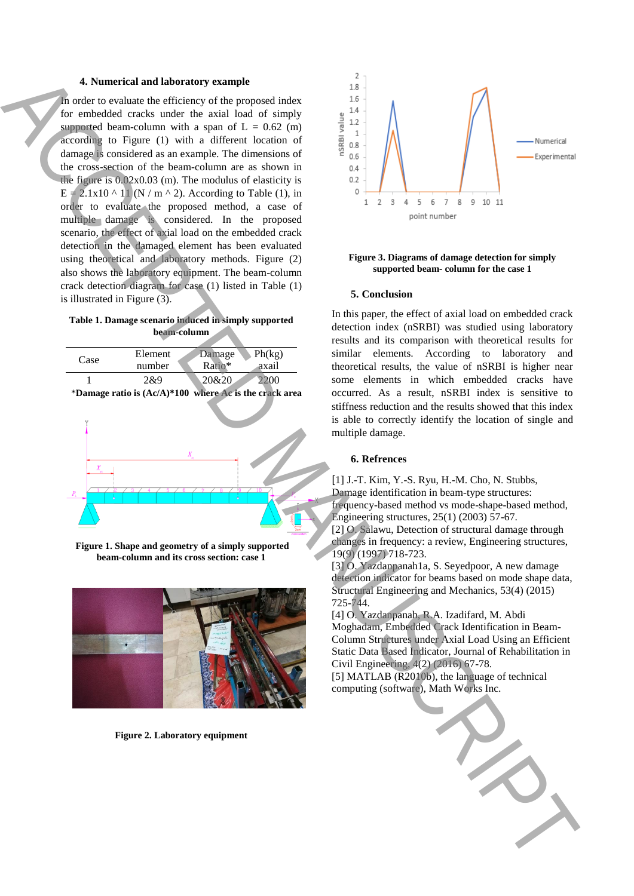## 4. Numerical and laboratory example

In order to evaluate the efficiency of the proposed index for embedded cracks under the axial load of simply supported beam-column with a span of L = 0.62 (m) according to Figure (1) with a different location of damage is considered as an example. The dimensions of the cross-section of the beam-column are as shown in the figure is 0.02x0.03 (m). The modulus of elasticity is E = 2.1x10 ^ 11 (N / m ^ 2). According to Table (1), in order to evaluate the proposed method, a case of multiple damage is considered. In the proposed scenario, the effect of axial load on the embedded crack detection in the damaged element has been evaluated using theoretical and laboratory methods. Figure (2) also shows the laboratory equipment. The beam-column crack detection diagram for case (1) listed in Table (1) is illustrated in Figure (3).

**Table 1. Damage scenario induced in simply supported beam-column**

| Case | Element number | Damage Ratio* | Ph(kg) axail |
|---|---|---|---|
| 1 | 2&9 | 20&20 | 2200 |

***Damage ratio is (Ac/A)*100 where Ac is the crack area**

**Figure 1. Shape and geometry of a simply supported beam-column and its cross section: case 1**

**Figure 2. Laboratory equipment**

nSRBI value

2
1.8
1.6
1.4
1.2
1
0.8
0.6
0.4
0.2
0

1 2 3 4 5 6 7 8 9 10 11

point number

Numerical
Experimental

**Figure 3. Diagrams of damage detection for simply supported beam- column for the case 1**

## 5. Conclusion

In this paper, the effect of axial load on embedded crack detection index (nSRBI) was studied using laboratory results and its comparison with theoretical results for similar elements. According to laboratory and theoretical results, the value of nSRBI is higher near some elements in which embedded cracks have occurred. As a result, nSRBI index is sensitive to stiffness reduction and the results showed that this index is able to correctly identify the location of single and multiple damage.

## 6. Refrences

[1] J.-T. Kim, Y.-S. Ryu, H.-M. Cho, N. Stubbs, Damage identification in beam-type structures: frequency-based method vs mode-shape-based method, Engineering structures, 25(1) (2003) 57-67.
[2] O. Salawu, Detection of structural damage through changes in frequency: a review, Engineering structures, 19(9) (1997) 718-723.
[3] O. Yazdanpanah1a, S. Seyedpoor, A new damage detection indicator for beams based on mode shape data, Structural Engineering and Mechanics, 53(4) (2015) 725-744.
[4] O. Yazdanpanah, R.A. Izadifard, M. Abdi Moghadam, Embedded Crack Identification in Beam-Column Structures under Axial Load Using an Efficient Static Data Based Indicator, Journal of Rehabilitation in Civil Engineering, 4(2) (2016) 67-78.
[5] MATLAB (R2010b), the language of technical computing (software), Math Works Inc.